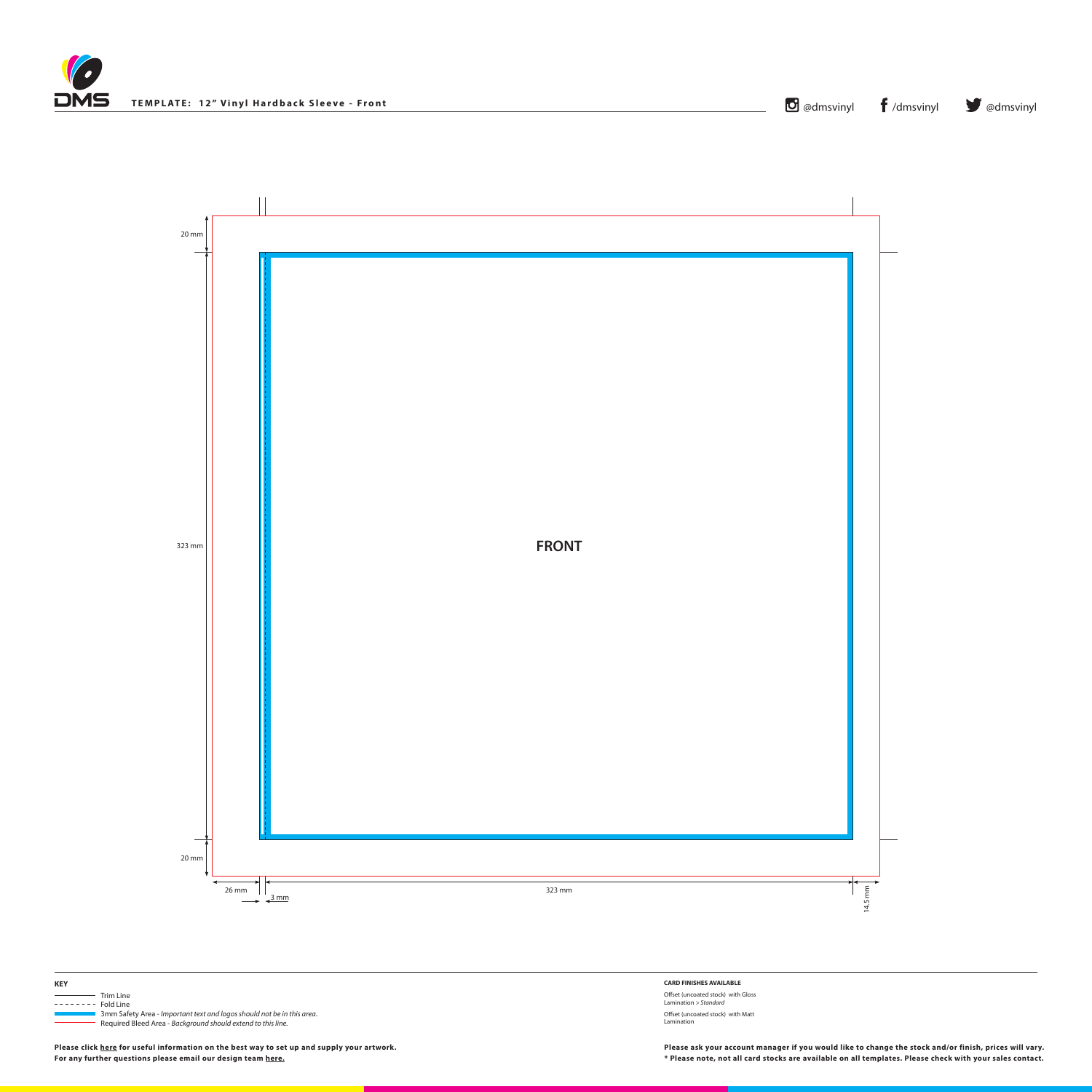**TEMPLATE: 12" Vinyl Hardback Sleeve - Front**

@dmsvinyl /dmsvinyl @dmsvinyl

20 mm

323 mm

20 mm

26 mm

3 mm

323 mm

14.5 mm

**FRONT**

**KEY**

- Trim Line
- Fold Line
- 3mm Safety Area - *Important text and logos should not be in this area.*
- Required Bleed Area - *Background should extend to this line.*

**Please click here for useful information on the best way to set up and supply your artwork.**
**For any further questions please email our design team here.**

**CARD FINISHES AVAILABLE**

Offset (uncoated stock) with Gloss Lamination > *Standard*

Offset (uncoated stock) with Matt Lamination

**Please ask your account manager if you would like to change the stock and/or finish, prices will vary.**
**\* Please note, not all card stocks are available on all templates. Please check with your sales contact.**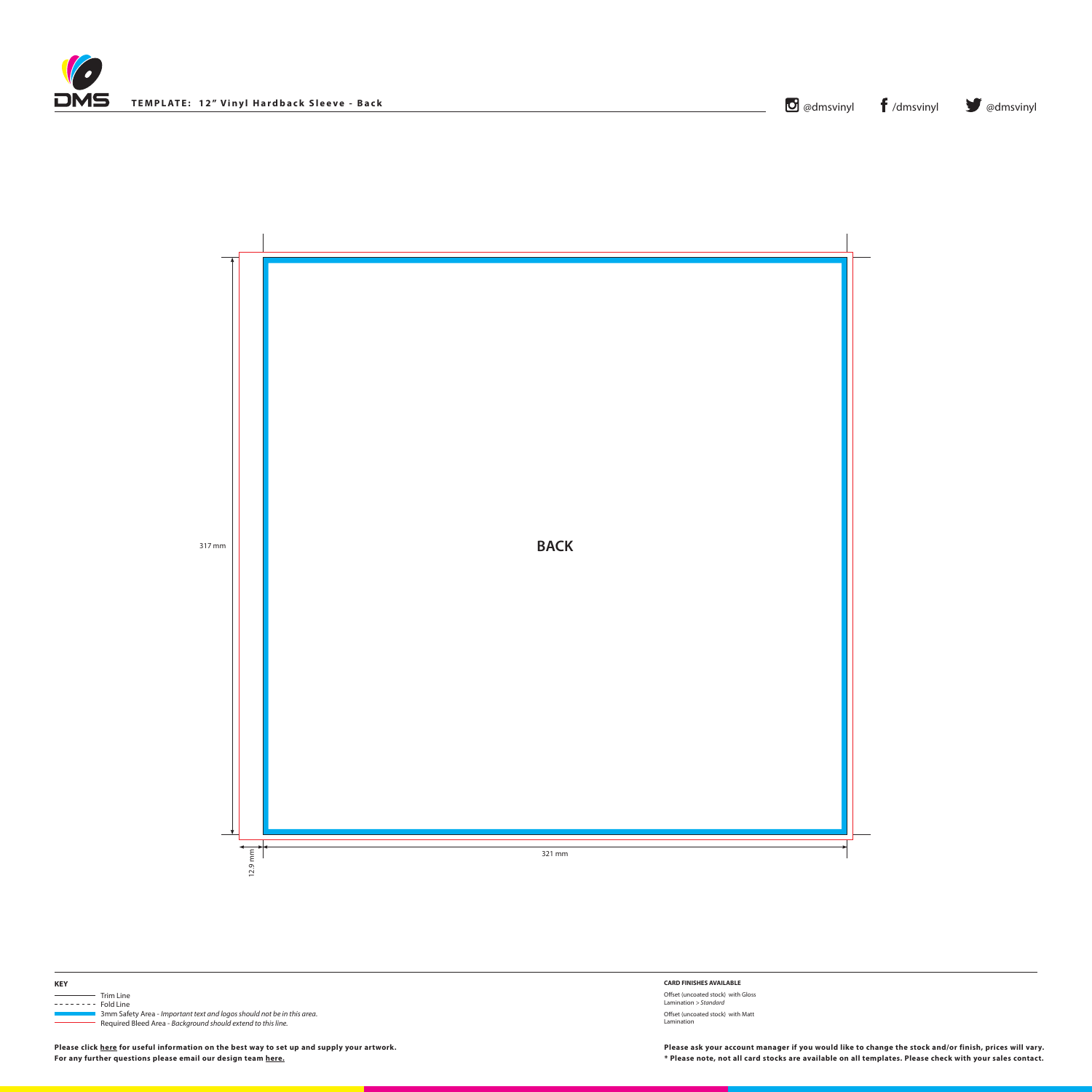**TEMPLATE: 12" Vinyl Hardback Sleeve - Back**

@dmsvinyl /dmsvinyl @dmsvinyl

317 mm

**BACK**

12.9 mm

321 mm

**KEY**

Trim Line
Fold Line
3mm Safety Area - *Important text and logos should not be in this area.*
Required Bleed Area - *Background should extend to this line.*

**CARD FINISHES AVAILABLE**

Offset (uncoated stock) with Gloss Lamination > *Standard*

Offset (uncoated stock) with Matt Lamination

**Please click here for useful information on the best way to set up and supply your artwork.**
**For any further questions please email our design team here.**

**Please ask your account manager if you would like to change the stock and/or finish, prices will vary.**
**\* Please note, not all card stocks are available on all templates. Please check with your sales contact.**